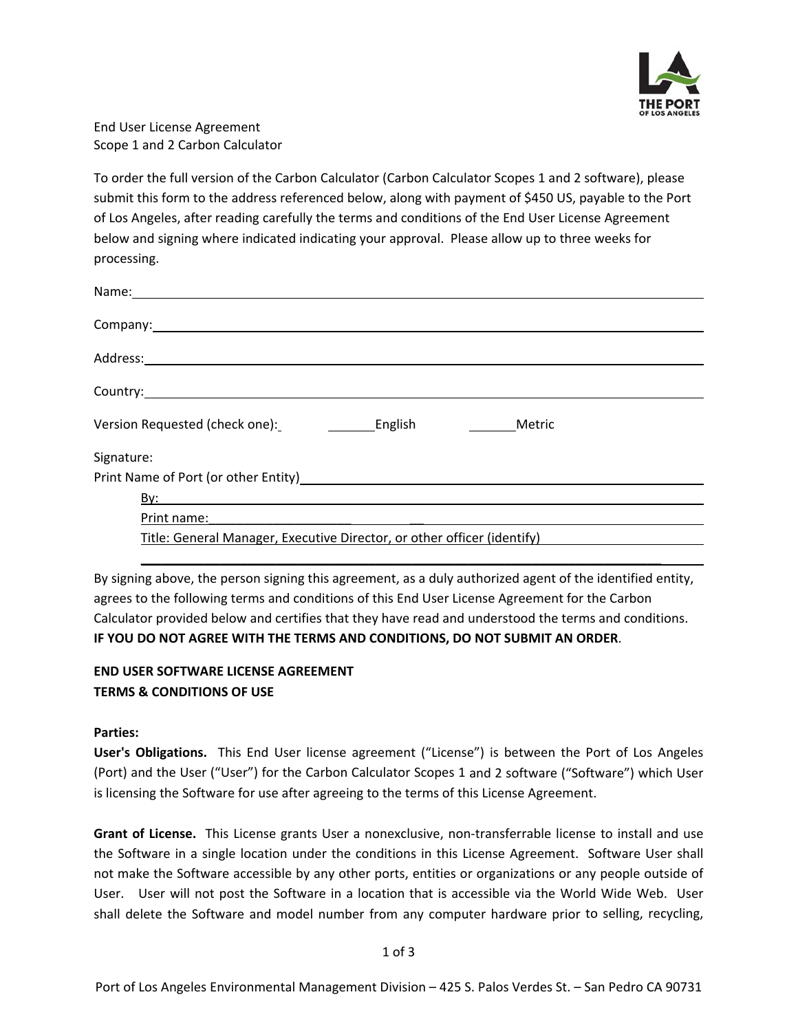End User License Agreement
Scope 1 and 2 Carbon Calculator

To order the full version of the Carbon Calculator (Carbon Calculator Scopes 1 and 2 software), please submit this form to the address referenced below, along with payment of $450 US, payable to the Port of Los Angeles, after reading carefully the terms and conditions of the End User License Agreement below and signing where indicated indicating your approval. Please allow up to three weeks for processing.

Name: ____________________________________________

Company: ____________________________________________

Address: ____________________________________________

Country: ____________________________________________

Version Requested (check one): _______ English _______ Metric

Signature:
Print Name of Port (or other Entity) ____________________________________________

By: ____________________________________________

Print name: ____________________________________________

Title: General Manager, Executive Director, or other officer (identify)

____________________________________________

By signing above, the person signing this agreement, as a duly authorized agent of the identified entity, agrees to the following terms and conditions of this End User License Agreement for the Carbon Calculator provided below and certifies that they have read and understood the terms and conditions. **IF YOU DO NOT AGREE WITH THE TERMS AND CONDITIONS, DO NOT SUBMIT AN ORDER**.

**END USER SOFTWARE LICENSE AGREEMENT**
**TERMS & CONDITIONS OF USE**

**Parties:**
**User's Obligations.** This End User license agreement ("License") is between the Port of Los Angeles (Port) and the User ("User") for the Carbon Calculator Scopes 1 and 2 software ("Software") which User is licensing the Software for use after agreeing to the terms of this License Agreement.

**Grant of License.** This License grants User a nonexclusive, non-transferrable license to install and use the Software in a single location under the conditions in this License Agreement. Software User shall not make the Software accessible by any other ports, entities or organizations or any people outside of User. User will not post the Software in a location that is accessible via the World Wide Web. User shall delete the Software and model number from any computer hardware prior to selling, recycling,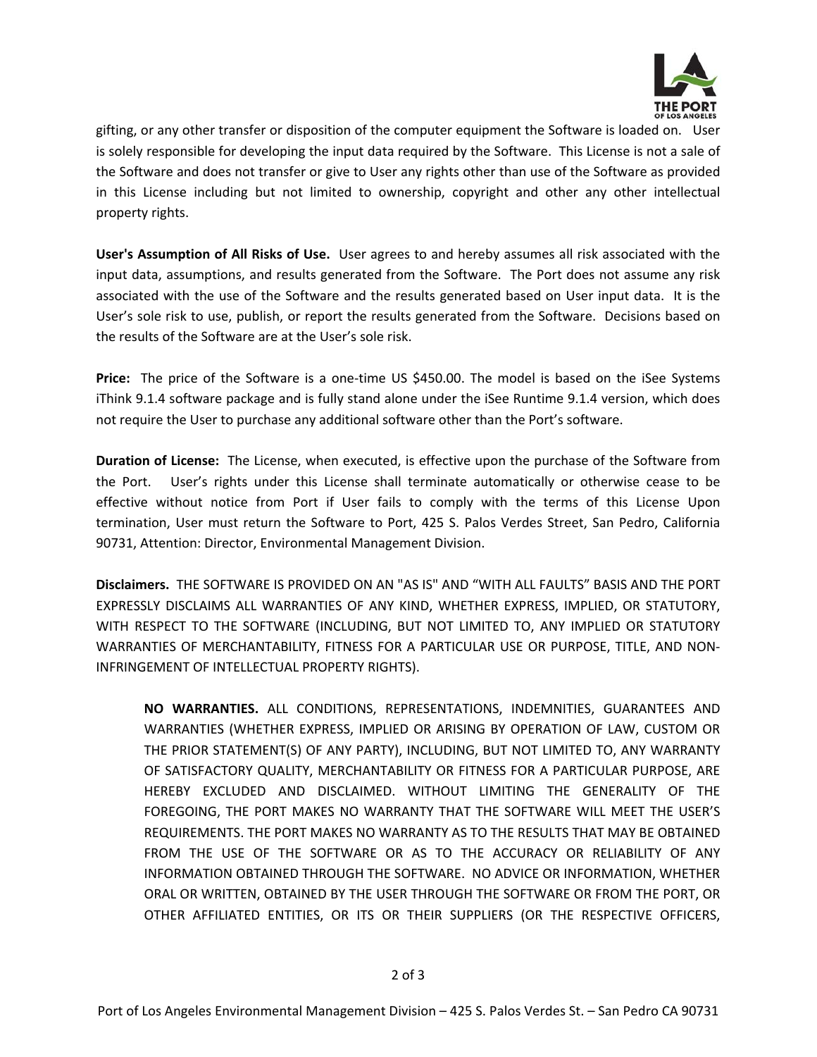gifting, or any other transfer or disposition of the computer equipment the Software is loaded on. User is solely responsible for developing the input data required by the Software. This License is not a sale of the Software and does not transfer or give to User any rights other than use of the Software as provided in this License including but not limited to ownership, copyright and other any other intellectual property rights.

**User's Assumption of All Risks of Use.** User agrees to and hereby assumes all risk associated with the input data, assumptions, and results generated from the Software. The Port does not assume any risk associated with the use of the Software and the results generated based on User input data. It is the User's sole risk to use, publish, or report the results generated from the Software. Decisions based on the results of the Software are at the User's sole risk.

**Price:** The price of the Software is a one-time US $450.00. The model is based on the iSee Systems iThink 9.1.4 software package and is fully stand alone under the iSee Runtime 9.1.4 version, which does not require the User to purchase any additional software other than the Port's software.

**Duration of License:** The License, when executed, is effective upon the purchase of the Software from the Port. User's rights under this License shall terminate automatically or otherwise cease to be effective without notice from Port if User fails to comply with the terms of this License Upon termination, User must return the Software to Port, 425 S. Palos Verdes Street, San Pedro, California 90731, Attention: Director, Environmental Management Division.

**Disclaimers.** THE SOFTWARE IS PROVIDED ON AN "AS IS" AND "WITH ALL FAULTS" BASIS AND THE PORT EXPRESSLY DISCLAIMS ALL WARRANTIES OF ANY KIND, WHETHER EXPRESS, IMPLIED, OR STATUTORY, WITH RESPECT TO THE SOFTWARE (INCLUDING, BUT NOT LIMITED TO, ANY IMPLIED OR STATUTORY WARRANTIES OF MERCHANTABILITY, FITNESS FOR A PARTICULAR USE OR PURPOSE, TITLE, AND NON-INFRINGEMENT OF INTELLECTUAL PROPERTY RIGHTS).

> **NO WARRANTIES.** ALL CONDITIONS, REPRESENTATIONS, INDEMNITIES, GUARANTEES AND WARRANTIES (WHETHER EXPRESS, IMPLIED OR ARISING BY OPERATION OF LAW, CUSTOM OR THE PRIOR STATEMENT(S) OF ANY PARTY), INCLUDING, BUT NOT LIMITED TO, ANY WARRANTY OF SATISFACTORY QUALITY, MERCHANTABILITY OR FITNESS FOR A PARTICULAR PURPOSE, ARE HEREBY EXCLUDED AND DISCLAIMED. WITHOUT LIMITING THE GENERALITY OF THE FOREGOING, THE PORT MAKES NO WARRANTY THAT THE SOFTWARE WILL MEET THE USER'S REQUIREMENTS. THE PORT MAKES NO WARRANTY AS TO THE RESULTS THAT MAY BE OBTAINED FROM THE USE OF THE SOFTWARE OR AS TO THE ACCURACY OR RELIABILITY OF ANY INFORMATION OBTAINED THROUGH THE SOFTWARE. NO ADVICE OR INFORMATION, WHETHER ORAL OR WRITTEN, OBTAINED BY THE USER THROUGH THE SOFTWARE OR FROM THE PORT, OR OTHER AFFILIATED ENTITIES, OR ITS OR THEIR SUPPLIERS (OR THE RESPECTIVE OFFICERS,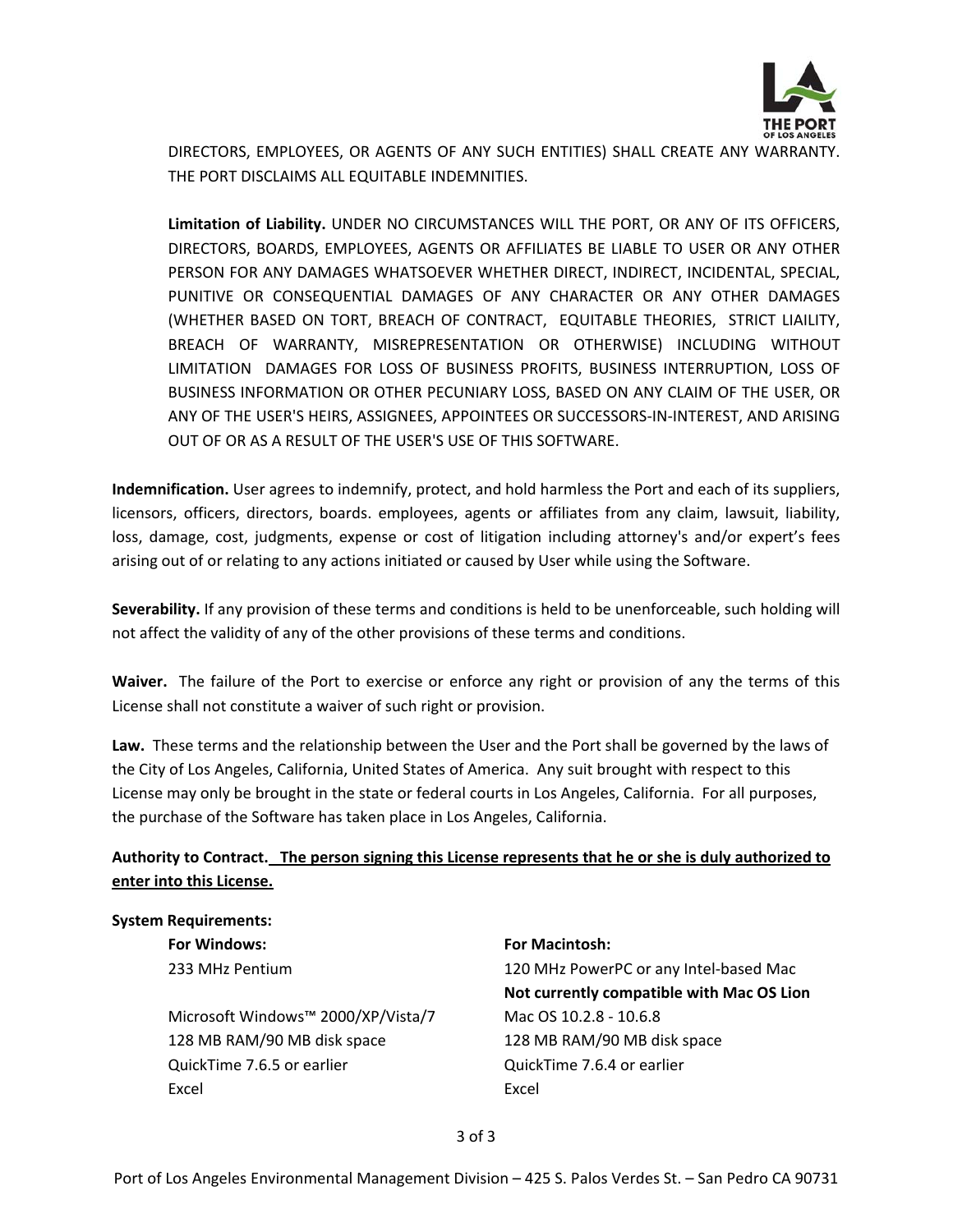DIRECTORS, EMPLOYEES, OR AGENTS OF ANY SUCH ENTITIES) SHALL CREATE ANY WARRANTY. THE PORT DISCLAIMS ALL EQUITABLE INDEMNITIES.

**Limitation of Liability.** UNDER NO CIRCUMSTANCES WILL THE PORT, OR ANY OF ITS OFFICERS, DIRECTORS, BOARDS, EMPLOYEES, AGENTS OR AFFILIATES BE LIABLE TO USER OR ANY OTHER PERSON FOR ANY DAMAGES WHATSOEVER WHETHER DIRECT, INDIRECT, INCIDENTAL, SPECIAL, PUNITIVE OR CONSEQUENTIAL DAMAGES OF ANY CHARACTER OR ANY OTHER DAMAGES (WHETHER BASED ON TORT, BREACH OF CONTRACT, EQUITABLE THEORIES, STRICT LIAILITY, BREACH OF WARRANTY, MISREPRESENTATION OR OTHERWISE) INCLUDING WITHOUT LIMITATION DAMAGES FOR LOSS OF BUSINESS PROFITS, BUSINESS INTERRUPTION, LOSS OF BUSINESS INFORMATION OR OTHER PECUNIARY LOSS, BASED ON ANY CLAIM OF THE USER, OR ANY OF THE USER'S HEIRS, ASSIGNEES, APPOINTEES OR SUCCESSORS-IN-INTEREST, AND ARISING OUT OF OR AS A RESULT OF THE USER'S USE OF THIS SOFTWARE.

**Indemnification.** User agrees to indemnify, protect, and hold harmless the Port and each of its suppliers, licensors, officers, directors, boards. employees, agents or affiliates from any claim, lawsuit, liability, loss, damage, cost, judgments, expense or cost of litigation including attorney's and/or expert's fees arising out of or relating to any actions initiated or caused by User while using the Software.

**Severability.** If any provision of these terms and conditions is held to be unenforceable, such holding will not affect the validity of any of the other provisions of these terms and conditions.

**Waiver.** The failure of the Port to exercise or enforce any right or provision of any the terms of this License shall not constitute a waiver of such right or provision.

**Law.** These terms and the relationship between the User and the Port shall be governed by the laws of the City of Los Angeles, California, United States of America. Any suit brought with respect to this License may only be brought in the state or federal courts in Los Angeles, California. For all purposes, the purchase of the Software has taken place in Los Angeles, California.

**Authority to Contract.** **<u>The person signing this License represents that he or she is duly authorized to enter into this License.</u>**

**System Requirements:**

**For Windows:**

233 MHz Pentium

Microsoft Windows™ 2000/XP/Vista/7

128 MB RAM/90 MB disk space

QuickTime 7.6.5 or earlier

Excel

**For Macintosh:**

120 MHz PowerPC or any Intel-based Mac

**Not currently compatible with Mac OS Lion**

Mac OS 10.2.8 - 10.6.8

128 MB RAM/90 MB disk space

QuickTime 7.6.4 or earlier

Excel

Port of Los Angeles Environmental Management Division – 425 S. Palos Verdes St. – San Pedro CA 90731